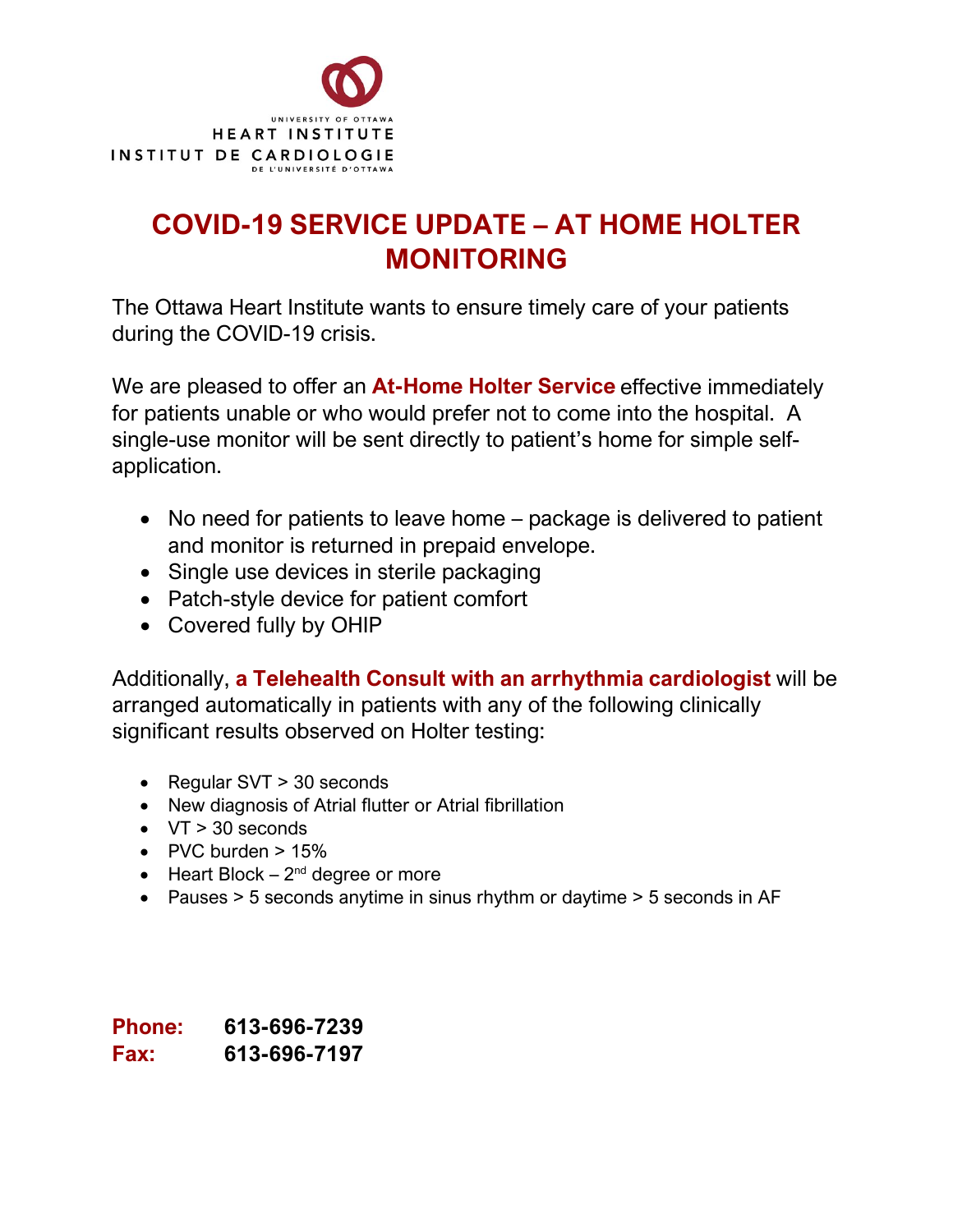UNIVERSITY OF OTTAWA
HEART INSTITUTE
INSTITUT DE CARDIOLOGIE
DE L'UNIVERSITÉ D'OTTAWA

# COVID-19 SERVICE UPDATE – AT HOME HOLTER MONITORING

The Ottawa Heart Institute wants to ensure timely care of your patients during the COVID-19 crisis.

We are pleased to offer an **At-Home Holter Service** effective immediately for patients unable or who would prefer not to come into the hospital. A single-use monitor will be sent directly to patient's home for simple self-application.

- No need for patients to leave home – package is delivered to patient and monitor is returned in prepaid envelope.
- Single use devices in sterile packaging
- Patch-style device for patient comfort
- Covered fully by OHIP

Additionally, **a Telehealth Consult with an arrhythmia cardiologist** will be arranged automatically in patients with any of the following clinically significant results observed on Holter testing:

- Regular SVT > 30 seconds
- New diagnosis of Atrial flutter or Atrial fibrillation
- VT > 30 seconds
- PVC burden > 15%
- Heart Block – 2nd degree or more
- Pauses > 5 seconds anytime in sinus rhythm or daytime > 5 seconds in AF

**Phone:** **613-696-7239**
**Fax:** **613-696-7197**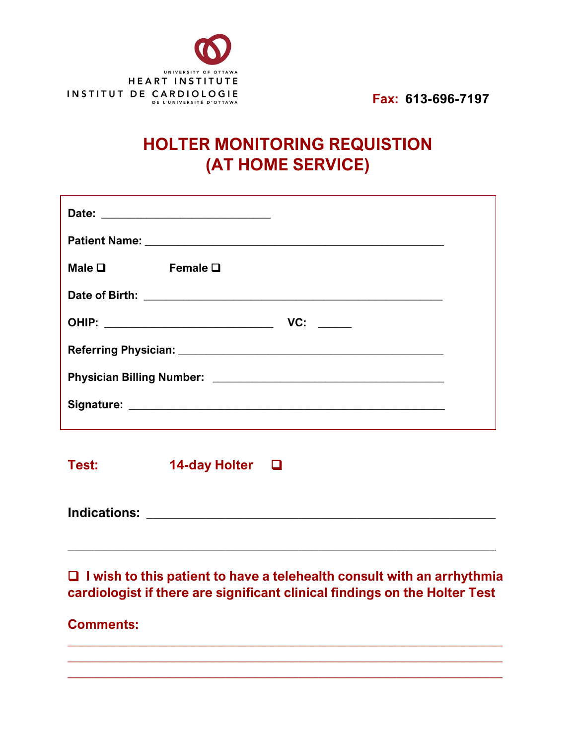UNIVERSITY OF OTTAWA
HEART INSTITUTE
INSTITUT DE CARDIOLOGIE
DE L'UNIVERSITÉ D'OTTAWA

**Fax: 613-696-7197**

# HOLTER MONITORING REQUISTION (AT HOME SERVICE)

**Date:** ____________________________

**Patient Name:** __________________________________________________

**Male** ☐ **Female** ☐

**Date of Birth:** __________________________________________________

**OHIP:** ____________________________ **VC:** ______

**Referring Physician:** _____________________________________________

**Physician Billing Number:** ______________________________________

**Signature:** _____________________________________________________

**Test:** **14-day Holter** ☐

**Indications:** ____________________________________________________

______________________________________________________________

☐ **I wish to this patient to have a telehealth consult with an arrhythmia cardiologist if there are significant clinical findings on the Holter Test**

**Comments:**

______________________________________________________________

______________________________________________________________

______________________________________________________________